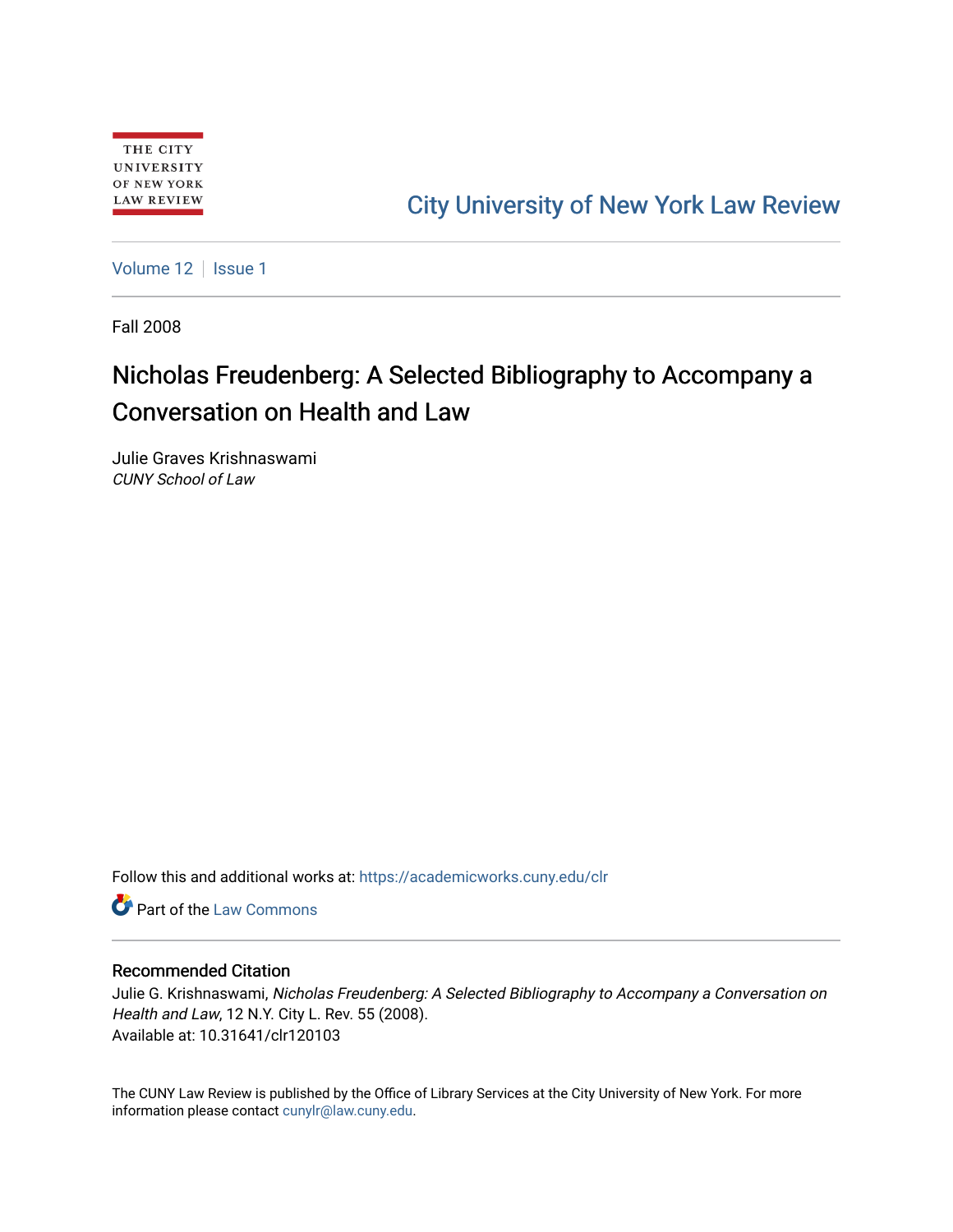THE CITY UNIVERSITY OF NEW YORK LAW REVIEW

City University of New York Law Review

Volume 12 | Issue 1

Fall 2008

# Nicholas Freudenberg: A Selected Bibliography to Accompany a Conversation on Health and Law

Julie Graves Krishnaswami
*CUNY School of Law*

Follow this and additional works at: https://academicworks.cuny.edu/clr

Part of the Law Commons

## Recommended Citation

Julie G. Krishnaswami, *Nicholas Freudenberg: A Selected Bibliography to Accompany a Conversation on Health and Law*, 12 N.Y. City L. Rev. 55 (2008).
Available at: 10.31641/clr120103

The CUNY Law Review is published by the Office of Library Services at the City University of New York. For more information please contact cunylr@law.cuny.edu.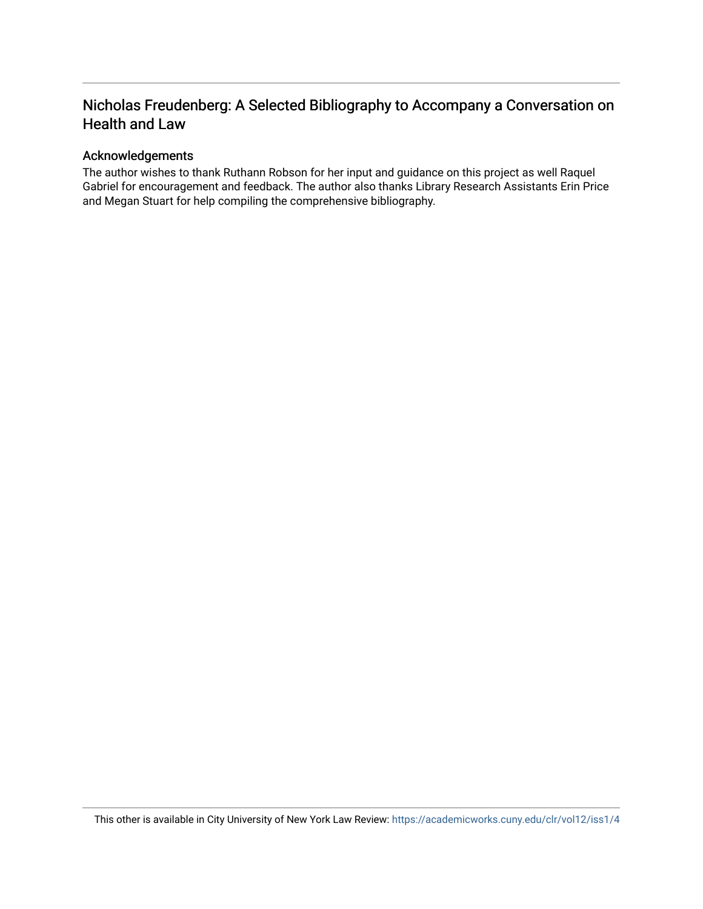# Nicholas Freudenberg: A Selected Bibliography to Accompany a Conversation on Health and Law

## Acknowledgements

The author wishes to thank Ruthann Robson for her input and guidance on this project as well Raquel Gabriel for encouragement and feedback. The author also thanks Library Research Assistants Erin Price and Megan Stuart for help compiling the comprehensive bibliography.

This other is available in City University of New York Law Review: https://academicworks.cuny.edu/clr/vol12/iss1/4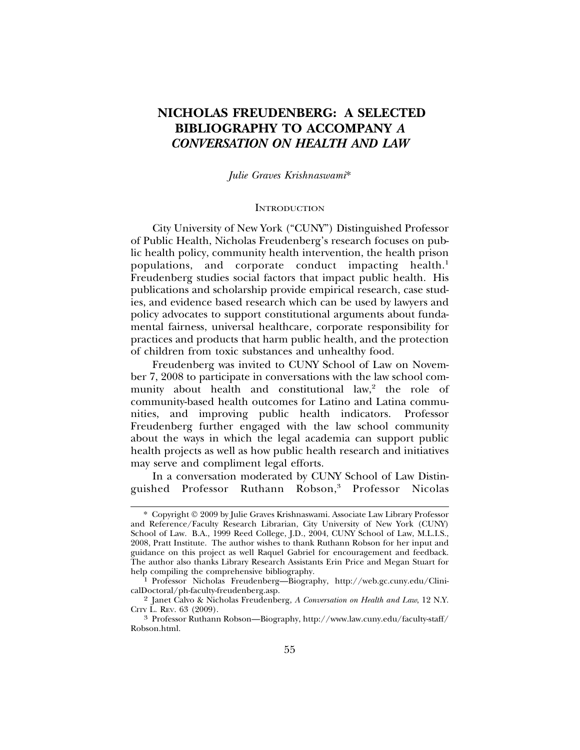# NICHOLAS FREUDENBERG: A SELECTED BIBLIOGRAPHY TO ACCOMPANY *A CONVERSATION ON HEALTH AND LAW*

*Julie Graves Krishnaswami\**

## INTRODUCTION

City University of New York ("CUNY") Distinguished Professor of Public Health, Nicholas Freudenberg's research focuses on public health policy, community health intervention, the health prison populations, and corporate conduct impacting health.[1] Freudenberg studies social factors that impact public health. His publications and scholarship provide empirical research, case studies, and evidence based research which can be used by lawyers and policy advocates to support constitutional arguments about fundamental fairness, universal healthcare, corporate responsibility for practices and products that harm public health, and the protection of children from toxic substances and unhealthy food.

Freudenberg was invited to CUNY School of Law on November 7, 2008 to participate in conversations with the law school community about health and constitutional law,[2] the role of community-based health outcomes for Latino and Latina communities, and improving public health indicators. Professor Freudenberg further engaged with the law school community about the ways in which the legal academia can support public health projects as well as how public health research and initiatives may serve and compliment legal efforts.

In a conversation moderated by CUNY School of Law Distinguished Professor Ruthann Robson,[3] Professor Nicolas

---

\* Copyright © 2009 by Julie Graves Krishnaswami. Associate Law Library Professor and Reference/Faculty Research Librarian, City University of New York (CUNY) School of Law. B.A., 1999 Reed College, J.D., 2004, CUNY School of Law, M.L.I.S., 2008, Pratt Institute. The author wishes to thank Ruthann Robson for her input and guidance on this project as well Raquel Gabriel for encouragement and feedback. The author also thanks Library Research Assistants Erin Price and Megan Stuart for help compiling the comprehensive bibliography.

1 Professor Nicholas Freudenberg—Biography, http://web.gc.cuny.edu/ClinicalDoctoral/ph-faculty-freudenberg.asp.

2 Janet Calvo & Nicholas Freudenberg, *A Conversation on Health and Law*, 12 N.Y. CITY L. REV. 63 (2009).

3 Professor Ruthann Robson—Biography, http://www.law.cuny.edu/faculty-staff/Robson.html.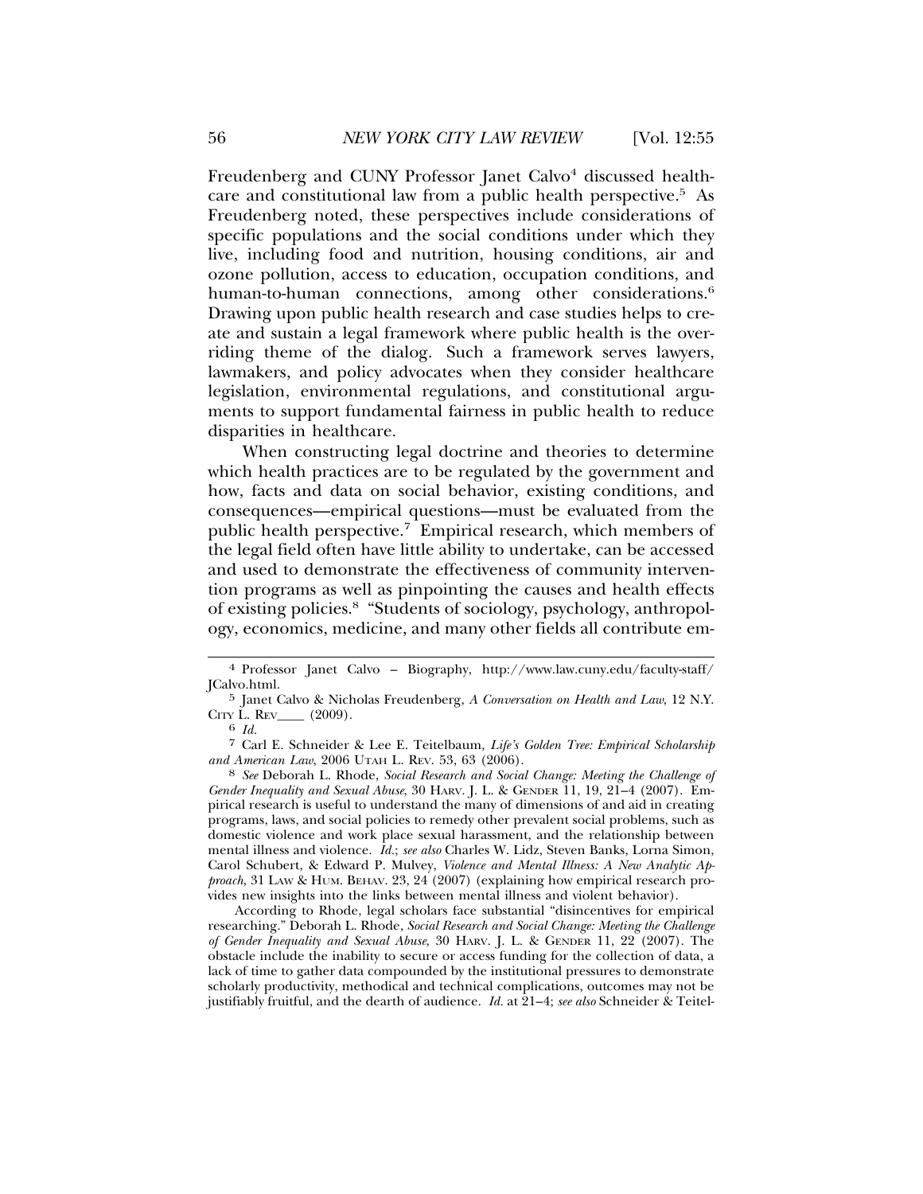Freudenberg and CUNY Professor Janet Calvo[4] discussed healthcare and constitutional law from a public health perspective.[5] As Freudenberg noted, these perspectives include considerations of specific populations and the social conditions under which they live, including food and nutrition, housing conditions, air and ozone pollution, access to education, occupation conditions, and human-to-human connections, among other considerations.[6] Drawing upon public health research and case studies helps to create and sustain a legal framework where public health is the overriding theme of the dialog. Such a framework serves lawyers, lawmakers, and policy advocates when they consider healthcare legislation, environmental regulations, and constitutional arguments to support fundamental fairness in public health to reduce disparities in healthcare.

When constructing legal doctrine and theories to determine which health practices are to be regulated by the government and how, facts and data on social behavior, existing conditions, and consequences—empirical questions—must be evaluated from the public health perspective.[7] Empirical research, which members of the legal field often have little ability to undertake, can be accessed and used to demonstrate the effectiveness of community intervention programs as well as pinpointing the causes and health effects of existing policies.[8] "Students of sociology, psychology, anthropology, economics, medicine, and many other fields all contribute em-

---

[4] Professor Janet Calvo – Biography, http://www.law.cuny.edu/faculty-staff/JCalvo.html.

[5] Janet Calvo & Nicholas Freudenberg, *A Conversation on Health and Law*, 12 N.Y. CITY L. REV____ (2009).

[6] *Id.*

[7] Carl E. Schneider & Lee E. Teitelbaum, *Life's Golden Tree: Empirical Scholarship and American Law*, 2006 UTAH L. REV. 53, 63 (2006).

[8] *See* Deborah L. Rhode, *Social Research and Social Change: Meeting the Challenge of Gender Inequality and Sexual Abuse*, 30 HARV. J. L. & GENDER 11, 19, 21–4 (2007). Empirical research is useful to understand the many of dimensions of and aid in creating programs, laws, and social policies to remedy other prevalent social problems, such as domestic violence and work place sexual harassment, and the relationship between mental illness and violence. *Id.*; *see also* Charles W. Lidz, Steven Banks, Lorna Simon, Carol Schubert, & Edward P. Mulvey, *Violence and Mental Illness: A New Analytic Approach*, 31 LAW & HUM. BEHAV. 23, 24 (2007) (explaining how empirical research provides new insights into the links between mental illness and violent behavior).

According to Rhode, legal scholars face substantial "disincentives for empirical researching." Deborah L. Rhode, *Social Research and Social Change: Meeting the Challenge of Gender Inequality and Sexual Abuse*, 30 HARV. J. L. & GENDER 11, 22 (2007). The obstacle include the inability to secure or access funding for the collection of data, a lack of time to gather data compounded by the institutional pressures to demonstrate scholarly productivity, methodical and technical complications, outcomes may not be justifiably fruitful, and the dearth of audience. *Id.* at 21–4; *see also* Schneider & Teitel-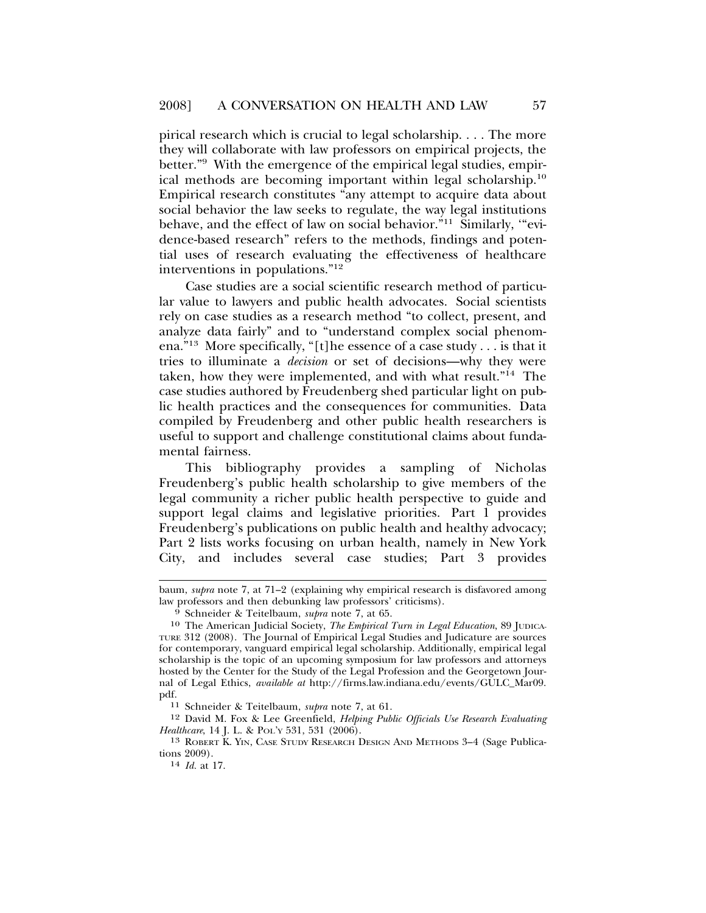pirical research which is crucial to legal scholarship. . . . The more they will collaborate with law professors on empirical projects, the better."[9] With the emergence of the empirical legal studies, empirical methods are becoming important within legal scholarship.[10] Empirical research constitutes "any attempt to acquire data about social behavior the law seeks to regulate, the way legal institutions behave, and the effect of law on social behavior."[11] Similarly, '"evidence-based research" refers to the methods, findings and potential uses of research evaluating the effectiveness of healthcare interventions in populations."[12]

Case studies are a social scientific research method of particular value to lawyers and public health advocates. Social scientists rely on case studies as a research method "to collect, present, and analyze data fairly" and to "understand complex social phenomena."[13] More specifically, "[t]he essence of a case study . . . is that it tries to illuminate a *decision* or set of decisions—why they were taken, how they were implemented, and with what result."[14] The case studies authored by Freudenberg shed particular light on public health practices and the consequences for communities. Data compiled by Freudenberg and other public health researchers is useful to support and challenge constitutional claims about fundamental fairness.

This bibliography provides a sampling of Nicholas Freudenberg's public health scholarship to give members of the legal community a richer public health perspective to guide and support legal claims and legislative priorities. Part 1 provides Freudenberg's publications on public health and healthy advocacy; Part 2 lists works focusing on urban health, namely in New York City, and includes several case studies; Part 3 provides

---

baum, *supra* note 7, at 71–2 (explaining why empirical research is disfavored among law professors and then debunking law professors' criticisms).

[9] Schneider & Teitelbaum, *supra* note 7, at 65.

[10] The American Judicial Society, *The Empirical Turn in Legal Education*, 89 JUDICATURE 312 (2008). The Journal of Empirical Legal Studies and Judicature are sources for contemporary, vanguard empirical legal scholarship. Additionally, empirical legal scholarship is the topic of an upcoming symposium for law professors and attorneys hosted by the Center for the Study of the Legal Profession and the Georgetown Journal of Legal Ethics, *available at* http://firms.law.indiana.edu/events/GULC_Mar09.pdf.

[11] Schneider & Teitelbaum, *supra* note 7, at 61.

[12] David M. Fox & Lee Greenfield, *Helping Public Officials Use Research Evaluating Healthcare*, 14 J. L. & POL'Y 531, 531 (2006).

[13] ROBERT K. YIN, CASE STUDY RESEARCH DESIGN AND METHODS 3–4 (Sage Publications 2009).

[14] *Id.* at 17.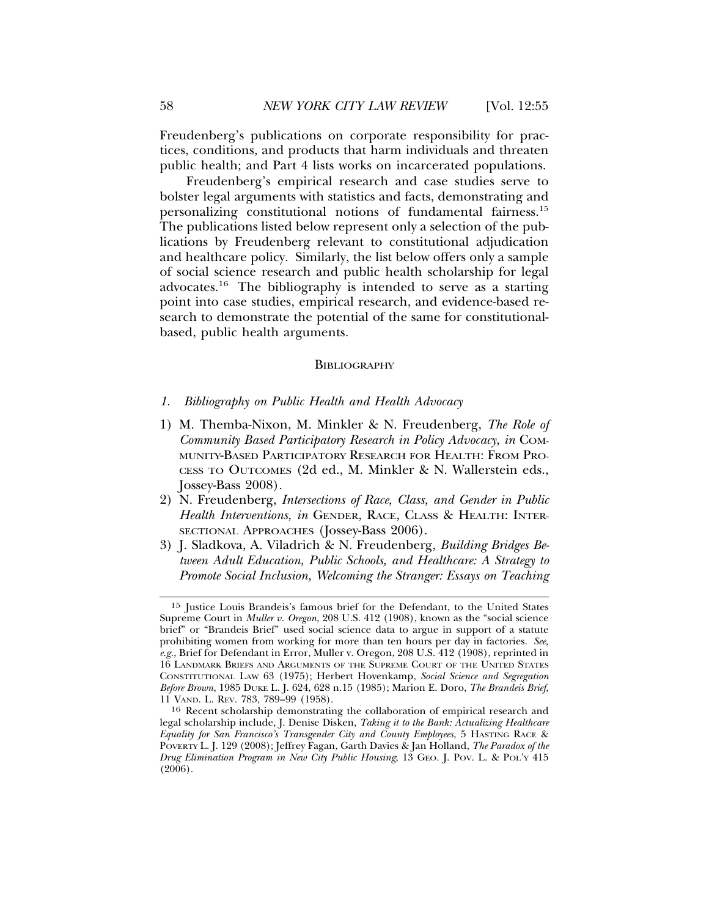Freudenberg's publications on corporate responsibility for practices, conditions, and products that harm individuals and threaten public health; and Part 4 lists works on incarcerated populations.

Freudenberg's empirical research and case studies serve to bolster legal arguments with statistics and facts, demonstrating and personalizing constitutional notions of fundamental fairness.[15] The publications listed below represent only a selection of the publications by Freudenberg relevant to constitutional adjudication and healthcare policy. Similarly, the list below offers only a sample of social science research and public health scholarship for legal advocates.[16] The bibliography is intended to serve as a starting point into case studies, empirical research, and evidence-based research to demonstrate the potential of the same for constitutional-based, public health arguments.

## Bibliography

### *1. Bibliography on Public Health and Health Advocacy*

1) M. Themba-Nixon, M. Minkler & N. Freudenberg, *The Role of Community Based Participatory Research in Policy Advocacy*, *in* COMMUNITY-BASED PARTICIPATORY RESEARCH FOR HEALTH: FROM PROCESS TO OUTCOMES (2d ed., M. Minkler & N. Wallerstein eds., Jossey-Bass 2008).
2) N. Freudenberg, *Intersections of Race, Class, and Gender in Public Health Interventions*, *in* GENDER, RACE, CLASS & HEALTH: INTERSECTIONAL APPROACHES (Jossey-Bass 2006).
3) J. Sladkova, A. Viladrich & N. Freudenberg, *Building Bridges Between Adult Education, Public Schools, and Healthcare: A Strategy to Promote Social Inclusion, Welcoming the Stranger: Essays on Teaching*

---

15 Justice Louis Brandeis's famous brief for the Defendant, to the United States Supreme Court in *Muller v. Oregon*, 208 U.S. 412 (1908), known as the "social science brief" or "Brandeis Brief" used social science data to argue in support of a statute prohibiting women from working for more than ten hours per day in factories. *See, e.g.*, Brief for Defendant in Error, Muller v. Oregon, 208 U.S. 412 (1908), reprinted in 16 LANDMARK BRIEFS AND ARGUMENTS OF THE SUPREME COURT OF THE UNITED STATES CONSTITUTIONAL LAW 63 (1975); Herbert Hovenkamp, *Social Science and Segregation Before Brown*, 1985 DUKE L. J. 624, 628 n.15 (1985); Marion E. Doro, *The Brandeis Brief*, 11 VAND. L. REV. 783, 789–99 (1958).

16 Recent scholarship demonstrating the collaboration of empirical research and legal scholarship include, J. Denise Disken, *Taking it to the Bank: Actualizing Healthcare Equality for San Francisco's Transgender City and County Employees*, 5 HASTING RACE & POVERTY L. J. 129 (2008); Jeffrey Fagan, Garth Davies & Jan Holland, *The Paradox of the Drug Elimination Program in New City Public Housing*, 13 GEO. J. POV. L. & POL'Y 415 (2006).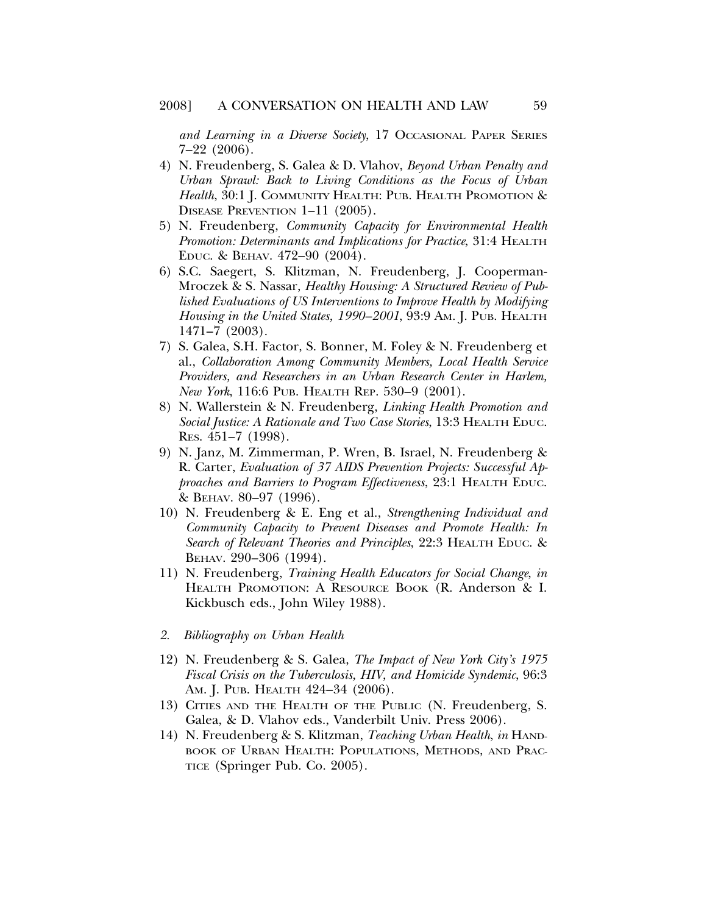*and Learning in a Diverse Society*, 17 OCCASIONAL PAPER SERIES 7–22 (2006).

4) N. Freudenberg, S. Galea & D. Vlahov, *Beyond Urban Penalty and Urban Sprawl: Back to Living Conditions as the Focus of Urban Health*, 30:1 J. COMMUNITY HEALTH: PUB. HEALTH PROMOTION & DISEASE PREVENTION 1–11 (2005).
5) N. Freudenberg, *Community Capacity for Environmental Health Promotion: Determinants and Implications for Practice*, 31:4 HEALTH EDUC. & BEHAV. 472–90 (2004).
6) S.C. Saegert, S. Klitzman, N. Freudenberg, J. Cooperman-Mroczek & S. Nassar, *Healthy Housing: A Structured Review of Published Evaluations of US Interventions to Improve Health by Modifying Housing in the United States, 1990–2001*, 93:9 AM. J. PUB. HEALTH 1471–7 (2003).
7) S. Galea, S.H. Factor, S. Bonner, M. Foley & N. Freudenberg et al., *Collaboration Among Community Members, Local Health Service Providers, and Researchers in an Urban Research Center in Harlem, New York*, 116:6 PUB. HEALTH REP. 530–9 (2001).
8) N. Wallerstein & N. Freudenberg, *Linking Health Promotion and Social Justice: A Rationale and Two Case Stories*, 13:3 HEALTH EDUC. RES. 451–7 (1998).
9) N. Janz, M. Zimmerman, P. Wren, B. Israel, N. Freudenberg & R. Carter, *Evaluation of 37 AIDS Prevention Projects: Successful Approaches and Barriers to Program Effectiveness*, 23:1 HEALTH EDUC. & BEHAV. 80–97 (1996).
10) N. Freudenberg & E. Eng et al., *Strengthening Individual and Community Capacity to Prevent Diseases and Promote Health: In Search of Relevant Theories and Principles*, 22:3 HEALTH EDUC. & BEHAV. 290–306 (1994).
11) N. Freudenberg, *Training Health Educators for Social Change*, *in* HEALTH PROMOTION: A RESOURCE BOOK (R. Anderson & I. Kickbusch eds., John Wiley 1988).

*2. Bibliography on Urban Health*

12) N. Freudenberg & S. Galea, *The Impact of New York City's 1975 Fiscal Crisis on the Tuberculosis, HIV, and Homicide Syndemic*, 96:3 AM. J. PUB. HEALTH 424–34 (2006).
13) CITIES AND THE HEALTH OF THE PUBLIC (N. Freudenberg, S. Galea, & D. Vlahov eds., Vanderbilt Univ. Press 2006).
14) N. Freudenberg & S. Klitzman, *Teaching Urban Health*, *in* HANDBOOK OF URBAN HEALTH: POPULATIONS, METHODS, AND PRACTICE (Springer Pub. Co. 2005).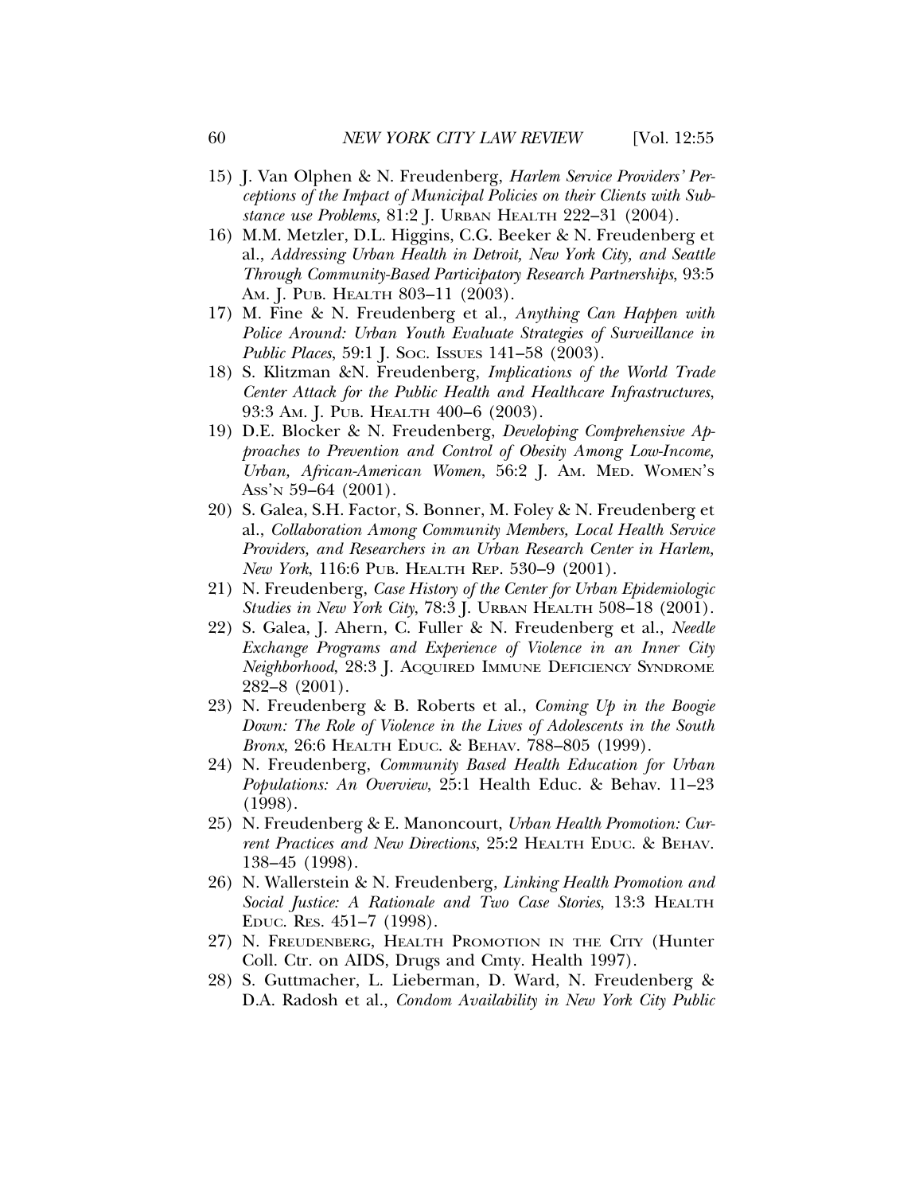15) J. Van Olphen & N. Freudenberg, *Harlem Service Providers' Perceptions of the Impact of Municipal Policies on their Clients with Substance use Problems*, 81:2 J. URBAN HEALTH 222–31 (2004).
16) M.M. Metzler, D.L. Higgins, C.G. Beeker & N. Freudenberg et al., *Addressing Urban Health in Detroit, New York City, and Seattle Through Community-Based Participatory Research Partnerships*, 93:5 AM. J. PUB. HEALTH 803–11 (2003).
17) M. Fine & N. Freudenberg et al., *Anything Can Happen with Police Around: Urban Youth Evaluate Strategies of Surveillance in Public Places*, 59:1 J. SOC. ISSUES 141–58 (2003).
18) S. Klitzman &N. Freudenberg, *Implications of the World Trade Center Attack for the Public Health and Healthcare Infrastructures*, 93:3 AM. J. PUB. HEALTH 400–6 (2003).
19) D.E. Blocker & N. Freudenberg, *Developing Comprehensive Approaches to Prevention and Control of Obesity Among Low-Income, Urban, African-American Women*, 56:2 J. AM. MED. WOMEN'S ASS'N 59–64 (2001).
20) S. Galea, S.H. Factor, S. Bonner, M. Foley & N. Freudenberg et al., *Collaboration Among Community Members, Local Health Service Providers, and Researchers in an Urban Research Center in Harlem, New York*, 116:6 PUB. HEALTH REP. 530–9 (2001).
21) N. Freudenberg, *Case History of the Center for Urban Epidemiologic Studies in New York City*, 78:3 J. URBAN HEALTH 508–18 (2001).
22) S. Galea, J. Ahern, C. Fuller & N. Freudenberg et al., *Needle Exchange Programs and Experience of Violence in an Inner City Neighborhood*, 28:3 J. ACQUIRED IMMUNE DEFICIENCY SYNDROME 282–8 (2001).
23) N. Freudenberg & B. Roberts et al., *Coming Up in the Boogie Down: The Role of Violence in the Lives of Adolescents in the South Bronx*, 26:6 HEALTH EDUC. & BEHAV. 788–805 (1999).
24) N. Freudenberg, *Community Based Health Education for Urban Populations: An Overview*, 25:1 Health Educ. & Behav. 11–23 (1998).
25) N. Freudenberg & E. Manoncourt, *Urban Health Promotion: Current Practices and New Directions*, 25:2 HEALTH EDUC. & BEHAV. 138–45 (1998).
26) N. Wallerstein & N. Freudenberg, *Linking Health Promotion and Social Justice: A Rationale and Two Case Stories*, 13:3 HEALTH EDUC. RES. 451–7 (1998).
27) N. FREUDENBERG, HEALTH PROMOTION IN THE CITY (Hunter Coll. Ctr. on AIDS, Drugs and Cmty. Health 1997).
28) S. Guttmacher, L. Lieberman, D. Ward, N. Freudenberg & D.A. Radosh et al., *Condom Availability in New York City Public*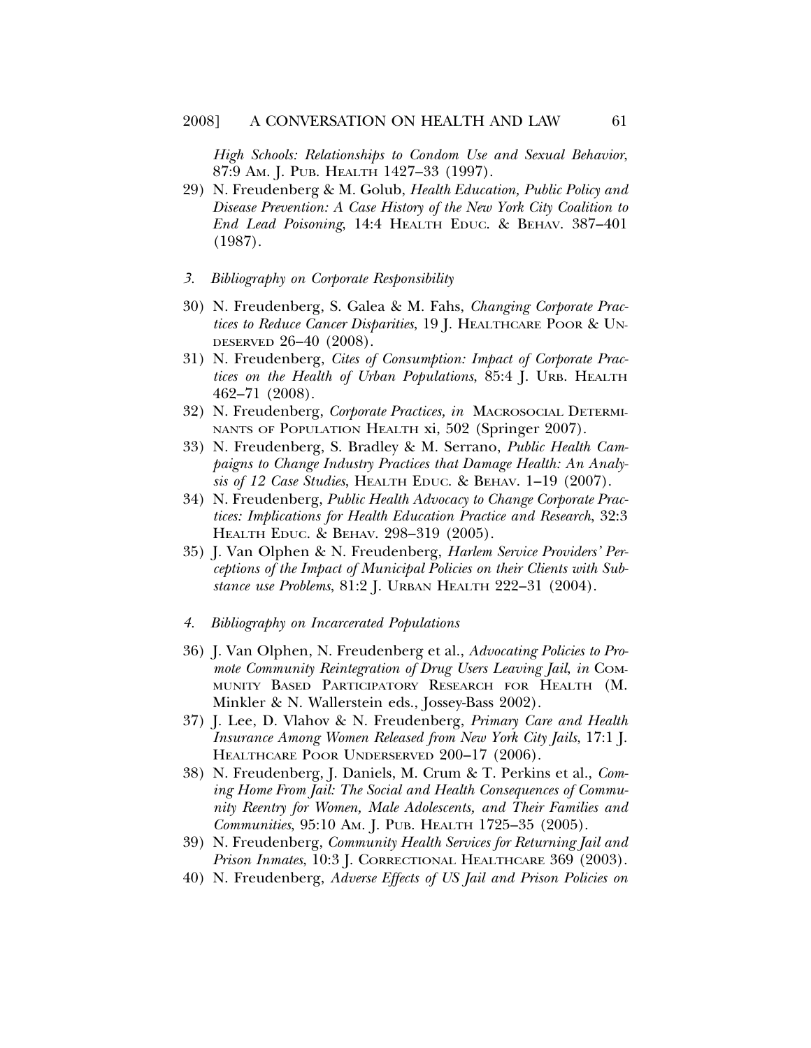*High Schools: Relationships to Condom Use and Sexual Behavior*, 87:9 AM. J. PUB. HEALTH 1427–33 (1997).

29) N. Freudenberg & M. Golub, *Health Education, Public Policy and Disease Prevention: A Case History of the New York City Coalition to End Lead Poisoning*, 14:4 HEALTH EDUC. & BEHAV. 387–401 (1987).

### *3. Bibliography on Corporate Responsibility*

30) N. Freudenberg, S. Galea & M. Fahs, *Changing Corporate Practices to Reduce Cancer Disparities*, 19 J. HEALTHCARE POOR & UNDESERVED 26–40 (2008).

31) N. Freudenberg, *Cites of Consumption: Impact of Corporate Practices on the Health of Urban Populations*, 85:4 J. URB. HEALTH 462–71 (2008).

32) N. Freudenberg, *Corporate Practices, in* MACROSOCIAL DETERMINANTS OF POPULATION HEALTH xi, 502 (Springer 2007).

33) N. Freudenberg, S. Bradley & M. Serrano, *Public Health Campaigns to Change Industry Practices that Damage Health: An Analysis of 12 Case Studies*, HEALTH EDUC. & BEHAV. 1–19 (2007).

34) N. Freudenberg, *Public Health Advocacy to Change Corporate Practices: Implications for Health Education Practice and Research*, 32:3 HEALTH EDUC. & BEHAV. 298–319 (2005).

35) J. Van Olphen & N. Freudenberg, *Harlem Service Providers' Perceptions of the Impact of Municipal Policies on their Clients with Substance use Problems*, 81:2 J. URBAN HEALTH 222–31 (2004).

### *4. Bibliography on Incarcerated Populations*

36) J. Van Olphen, N. Freudenberg et al., *Advocating Policies to Promote Community Reintegration of Drug Users Leaving Jail*, *in* COMMUNITY BASED PARTICIPATORY RESEARCH FOR HEALTH (M. Minkler & N. Wallerstein eds., Jossey-Bass 2002).

37) J. Lee, D. Vlahov & N. Freudenberg, *Primary Care and Health Insurance Among Women Released from New York City Jails*, 17:1 J. HEALTHCARE POOR UNDERSERVED 200–17 (2006).

38) N. Freudenberg, J. Daniels, M. Crum & T. Perkins et al., *Coming Home From Jail: The Social and Health Consequences of Community Reentry for Women, Male Adolescents, and Their Families and Communities*, 95:10 AM. J. PUB. HEALTH 1725–35 (2005).

39) N. Freudenberg, *Community Health Services for Returning Jail and Prison Inmates*, 10:3 J. CORRECTIONAL HEALTHCARE 369 (2003).

40) N. Freudenberg, *Adverse Effects of US Jail and Prison Policies on*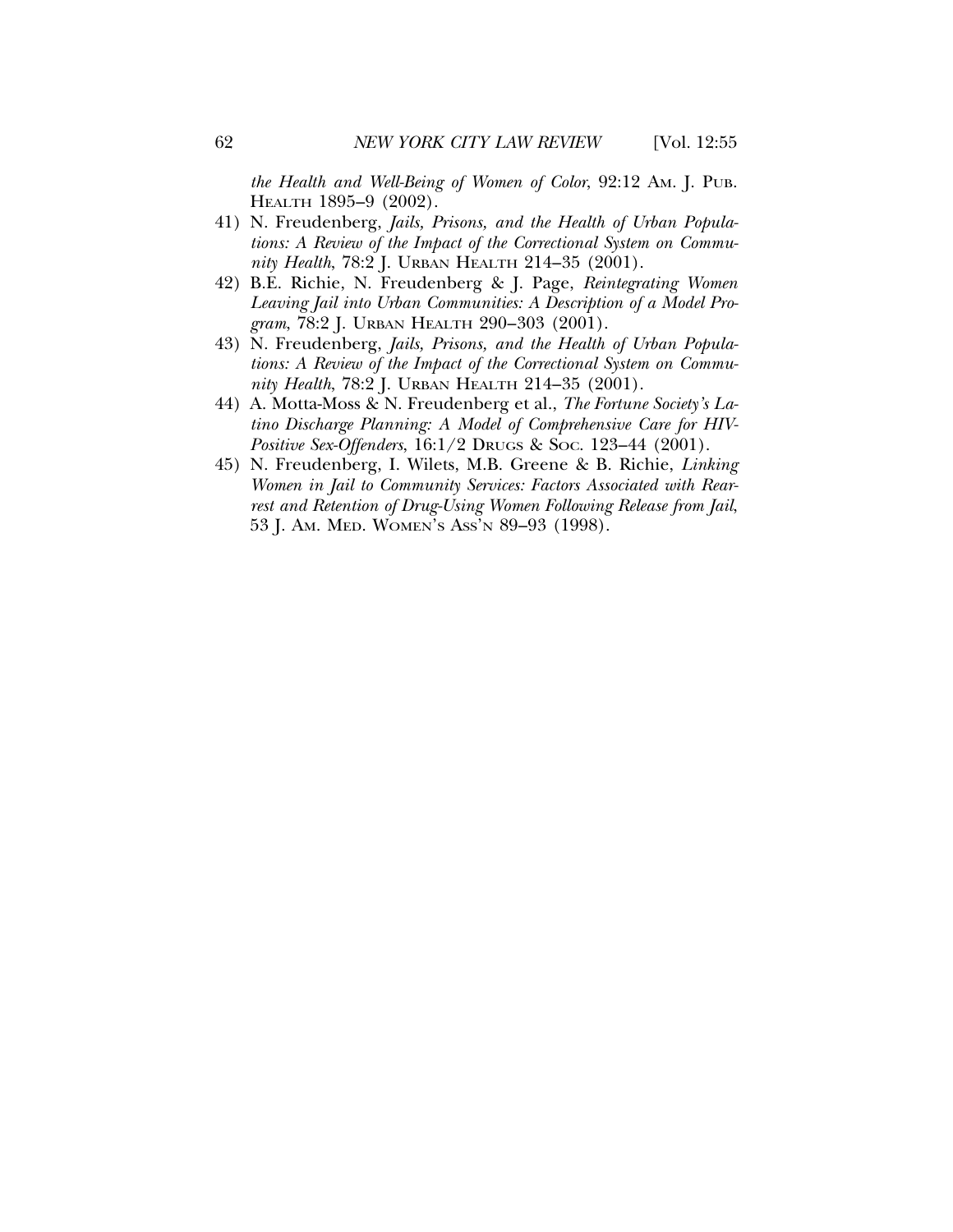*the Health and Well-Being of Women of Color*, 92:12 AM. J. PUB. HEALTH 1895–9 (2002).

41) N. Freudenberg, *Jails, Prisons, and the Health of Urban Populations: A Review of the Impact of the Correctional System on Community Health*, 78:2 J. URBAN HEALTH 214–35 (2001).

42) B.E. Richie, N. Freudenberg & J. Page, *Reintegrating Women Leaving Jail into Urban Communities: A Description of a Model Program*, 78:2 J. URBAN HEALTH 290–303 (2001).

43) N. Freudenberg, *Jails, Prisons, and the Health of Urban Populations: A Review of the Impact of the Correctional System on Community Health*, 78:2 J. URBAN HEALTH 214–35 (2001).

44) A. Motta-Moss & N. Freudenberg et al., *The Fortune Society's Latino Discharge Planning: A Model of Comprehensive Care for HIV-Positive Sex-Offenders*, 16:1/2 DRUGS & SOC. 123–44 (2001).

45) N. Freudenberg, I. Wilets, M.B. Greene & B. Richie, *Linking Women in Jail to Community Services: Factors Associated with Rearrest and Retention of Drug-Using Women Following Release from Jail*, 53 J. AM. MED. WOMEN'S ASS'N 89–93 (1998).